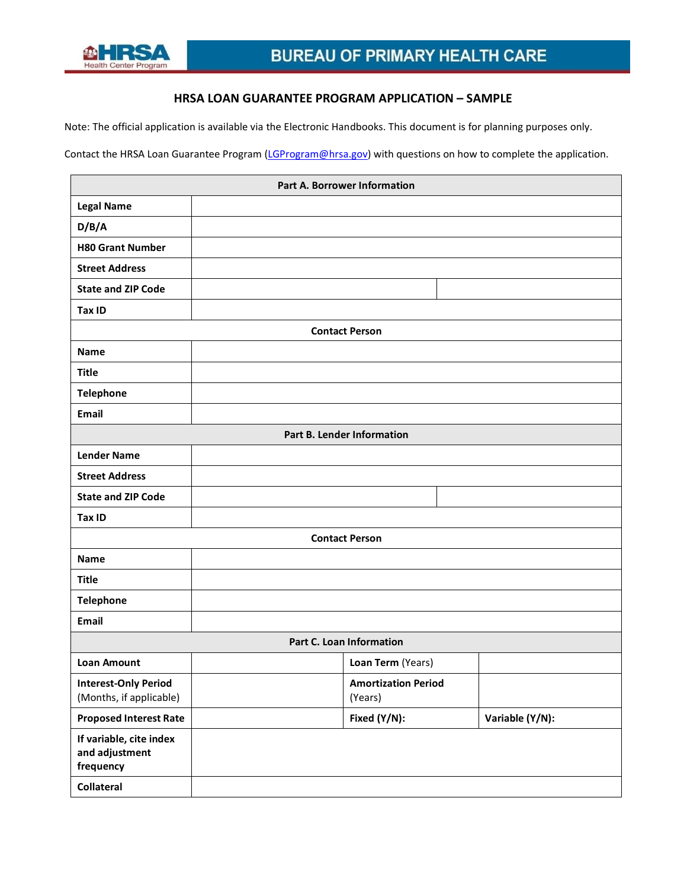BUREAU OF PRIMARY HEALTH CARE

# HRSA LOAN GUARANTEE PROGRAM APPLICATION – SAMPLE

Note: The official application is available via the Electronic Handbooks. This document is for planning purposes only.

Contact the HRSA Loan Guarantee Program (LGProgram@hrsa.gov) with questions on how to complete the application.

| **Part A. Borrower Information** | | | |
|---|---|---|---|
| **Legal Name** | | | |
| **D/B/A** | | | |
| **H80 Grant Number** | | | |
| **Street Address** | | | |
| **State and ZIP Code** | | | |
| **Tax ID** | | | |
| **Contact Person** | | | |
| **Name** | | | |
| **Title** | | | |
| **Telephone** | | | |
| **Email** | | | |
| **Part B. Lender Information** | | | |
| **Lender Name** | | | |
| **Street Address** | | | |
| **State and ZIP Code** | | | |
| **Tax ID** | | | |
| **Contact Person** | | | |
| **Name** | | | |
| **Title** | | | |
| **Telephone** | | | |
| **Email** | | | |
| **Part C. Loan Information** | | | |
| **Loan Amount** | | **Loan Term** (Years) | |
| **Interest-Only Period** (Months, if applicable) | | **Amortization Period** (Years) | |
| **Proposed Interest Rate** | | **Fixed (Y/N):** | **Variable (Y/N):** |
| **If variable, cite index and adjustment frequency** | | | |
| **Collateral** | | | |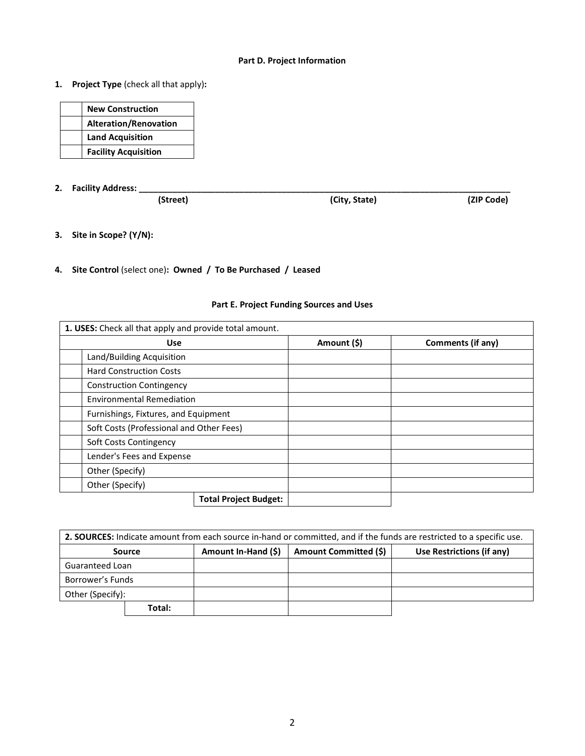## Part D. Project Information

1. **Project Type** (check all that apply)**:**

| | |
|---|---|
| | **New Construction** |
| | **Alteration/Renovation** |
| | **Land Acquisition** |
| | **Facility Acquisition** |

2. **Facility Address: ______________________________________________________________________________**
   **(Street)** **(City, State)** **(ZIP Code)**

3. **Site in Scope? (Y/N):**

4. **Site Control** (select one)**: Owned / To Be Purchased / Leased**

## Part E. Project Funding Sources and Uses

| **1. USES:** Check all that apply and provide total amount. | | | |
|---|---|---|---|
| | **Use** | **Amount ($)** | **Comments (if any)** |
| | Land/Building Acquisition | | |
| | Hard Construction Costs | | |
| | Construction Contingency | | |
| | Environmental Remediation | | |
| | Furnishings, Fixtures, and Equipment | | |
| | Soft Costs (Professional and Other Fees) | | |
| | Soft Costs Contingency | | |
| | Lender's Fees and Expense | | |
| | Other (Specify) | | |
| | Other (Specify) | | |
| | **Total Project Budget:** | | |

| **2. SOURCES:** Indicate amount from each source in-hand or committed, and if the funds are restricted to a specific use. | | | |
|---|---|---|---|
| **Source** | **Amount In-Hand ($)** | **Amount Committed ($)** | **Use Restrictions (if any)** |
| Guaranteed Loan | | | |
| Borrower's Funds | | | |
| Other (Specify): | | | |
| **Total:** | | | |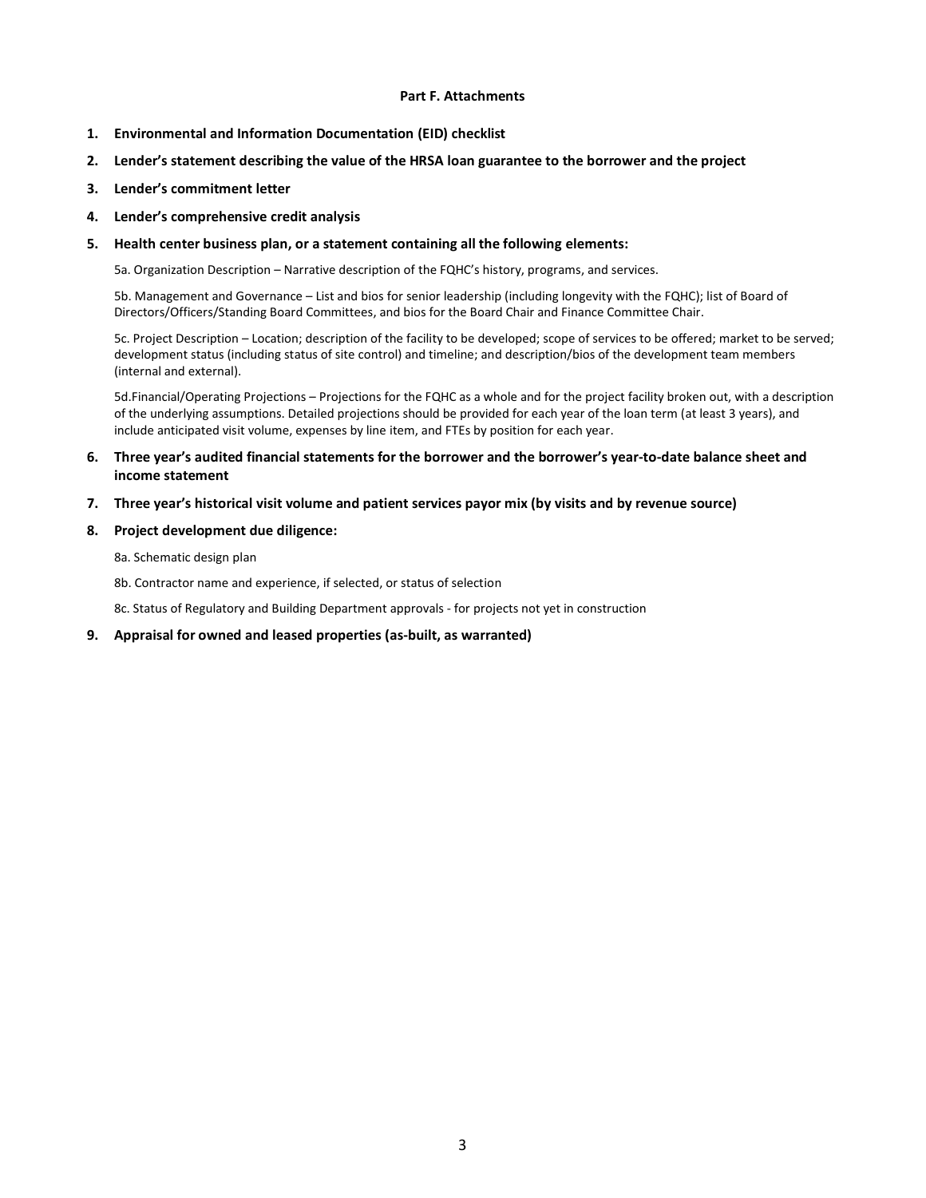### Part F. Attachments

1. **Environmental and Information Documentation (EID) checklist**
2. **Lender's statement describing the value of the HRSA loan guarantee to the borrower and the project**
3. **Lender's commitment letter**
4. **Lender's comprehensive credit analysis**
5. **Health center business plan, or a statement containing all the following elements:**

   5a. Organization Description – Narrative description of the FQHC's history, programs, and services.

   5b. Management and Governance – List and bios for senior leadership (including longevity with the FQHC); list of Board of Directors/Officers/Standing Board Committees, and bios for the Board Chair and Finance Committee Chair.

   5c. Project Description – Location; description of the facility to be developed; scope of services to be offered; market to be served; development status (including status of site control) and timeline; and description/bios of the development team members (internal and external).

   5d.Financial/Operating Projections – Projections for the FQHC as a whole and for the project facility broken out, with a description of the underlying assumptions. Detailed projections should be provided for each year of the loan term (at least 3 years), and include anticipated visit volume, expenses by line item, and FTEs by position for each year.

6. **Three year's audited financial statements for the borrower and the borrower's year-to-date balance sheet and income statement**
7. **Three year's historical visit volume and patient services payor mix (by visits and by revenue source)**
8. **Project development due diligence:**

   8a. Schematic design plan

   8b. Contractor name and experience, if selected, or status of selection

   8c. Status of Regulatory and Building Department approvals - for projects not yet in construction

9. **Appraisal for owned and leased properties (as-built, as warranted)**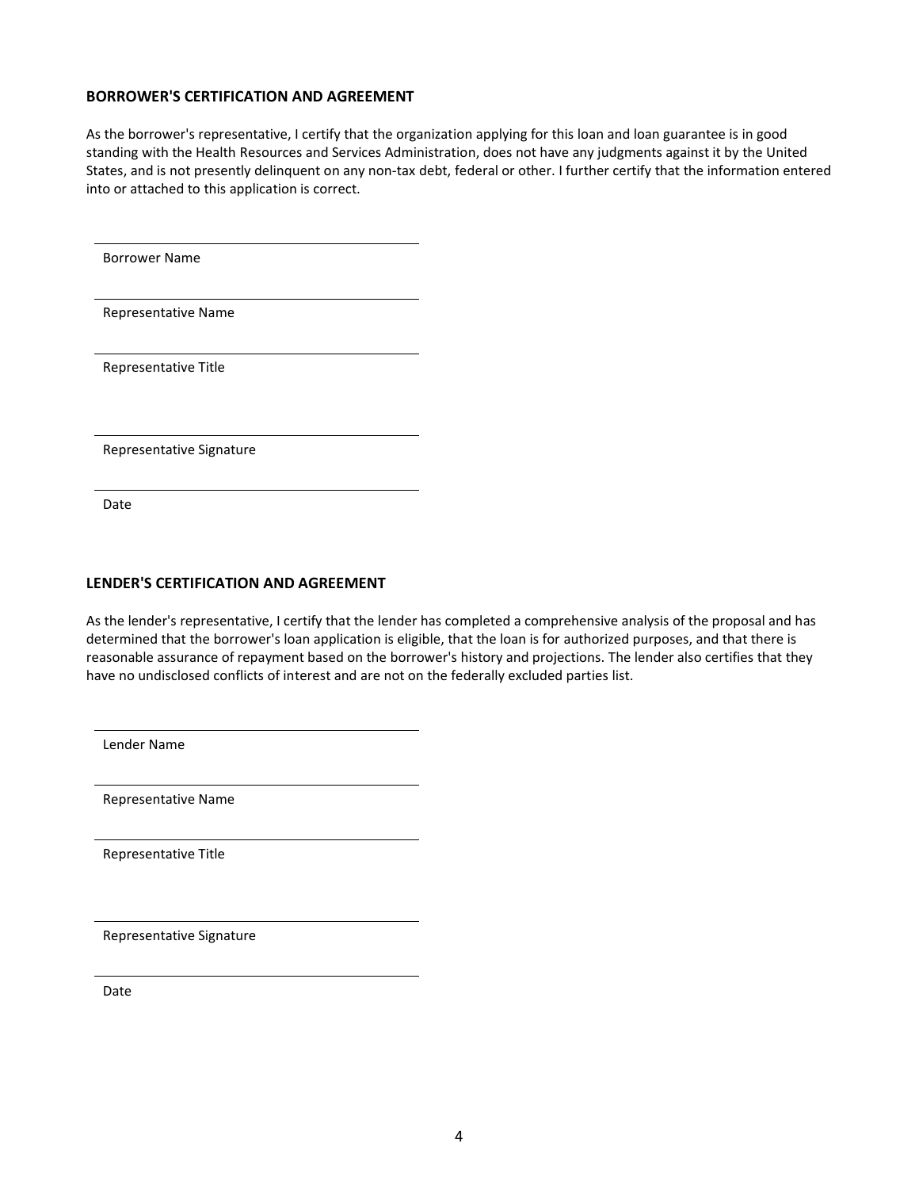## BORROWER'S CERTIFICATION AND AGREEMENT

As the borrower's representative, I certify that the organization applying for this loan and loan guarantee is in good standing with the Health Resources and Services Administration, does not have any judgments against it by the United States, and is not presently delinquent on any non-tax debt, federal or other. I further certify that the information entered into or attached to this application is correct.

______________________________
Borrower Name

______________________________
Representative Name

______________________________
Representative Title

______________________________
Representative Signature

______________________________
Date

## LENDER'S CERTIFICATION AND AGREEMENT

As the lender's representative, I certify that the lender has completed a comprehensive analysis of the proposal and has determined that the borrower's loan application is eligible, that the loan is for authorized purposes, and that there is reasonable assurance of repayment based on the borrower's history and projections. The lender also certifies that they have no undisclosed conflicts of interest and are not on the federally excluded parties list.

______________________________
Lender Name

______________________________
Representative Name

______________________________
Representative Title

______________________________
Representative Signature

______________________________
Date